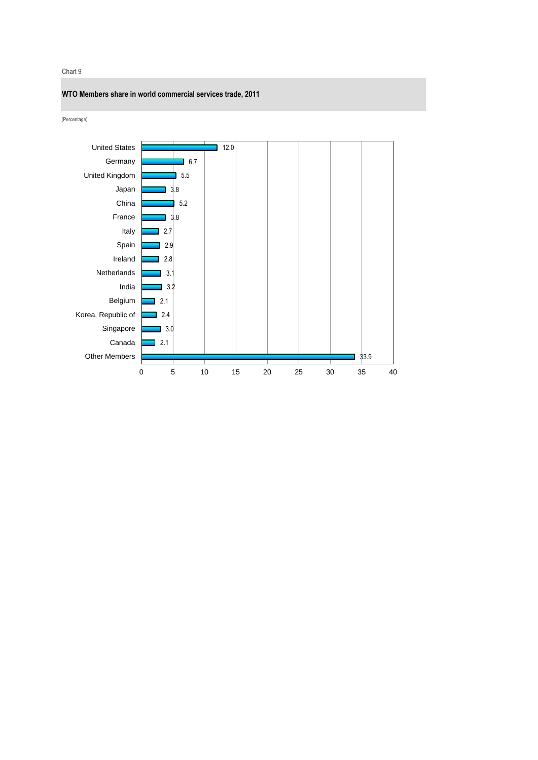Chart 9

**WTO Members share in world commercial services trade, 2011**

(Percentage)

| Member | Share |
|---|---|
| United States | 12.0 |
| Germany | 6.7 |
| United Kingdom | 5.5 |
| Japan | 3.8 |
| China | 5.2 |
| France | 3.8 |
| Italy | 2.7 |
| Spain | 2.9 |
| Ireland | 2.8 |
| Netherlands | 3.1 |
| India | 3.2 |
| Belgium | 2.1 |
| Korea, Republic of | 2.4 |
| Singapore | 3.0 |
| Canada | 2.1 |
| Other Members | 33.9 |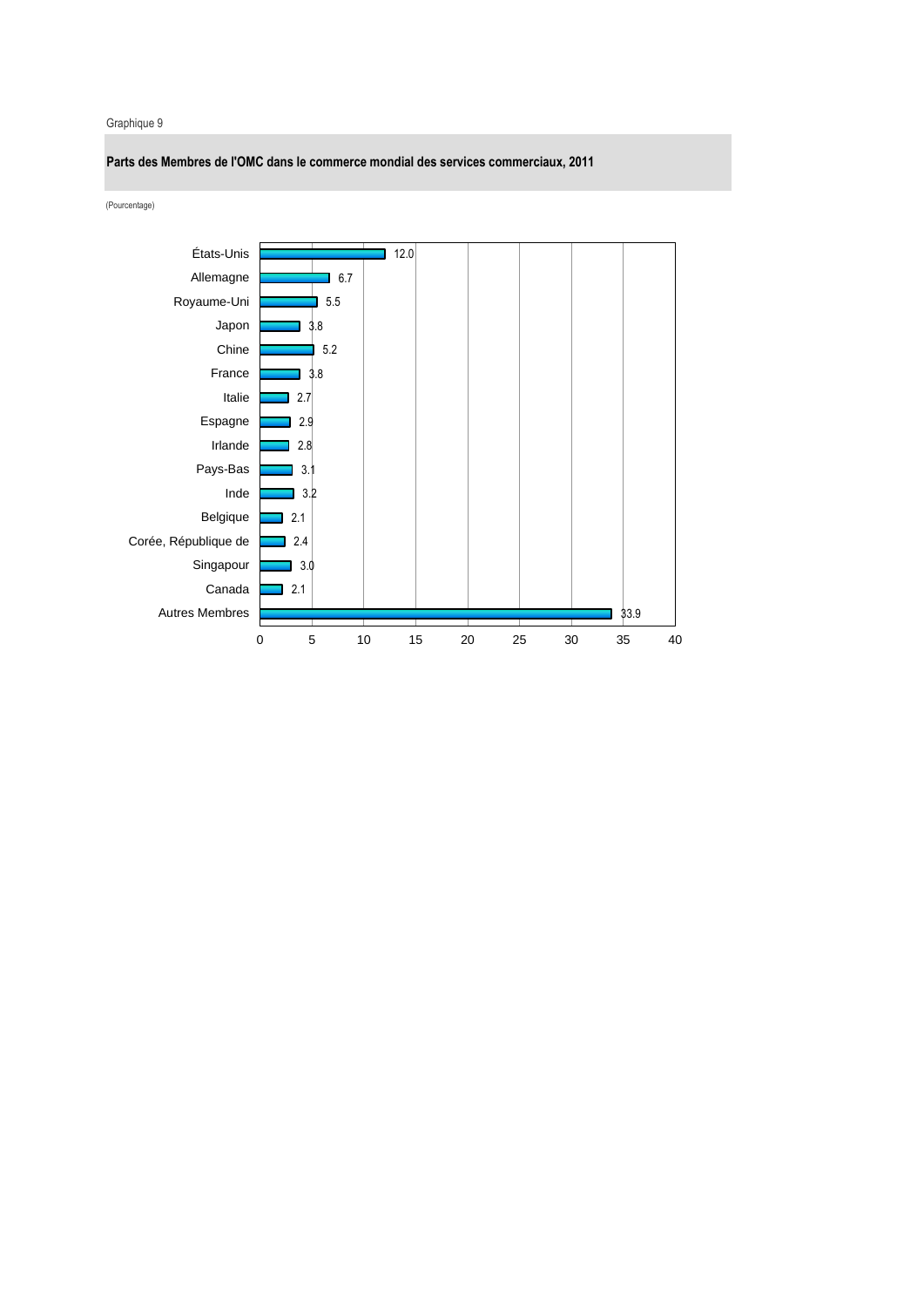Graphique 9

**Parts des Membres de l'OMC dans le commerce mondial des services commerciaux, 2011**

(Pourcentage)

| Membre | Part (%) |
| --- | --- |
| États-Unis | 12.0 |
| Allemagne | 6.7 |
| Royaume-Uni | 5.5 |
| Japon | 3.8 |
| Chine | 5.2 |
| France | 3.8 |
| Italie | 2.7 |
| Espagne | 2.9 |
| Irlande | 2.8 |
| Pays-Bas | 3.1 |
| Inde | 3.2 |
| Belgique | 2.1 |
| Corée, République de | 2.4 |
| Singapour | 3.0 |
| Canada | 2.1 |
| Autres Membres | 33.9 |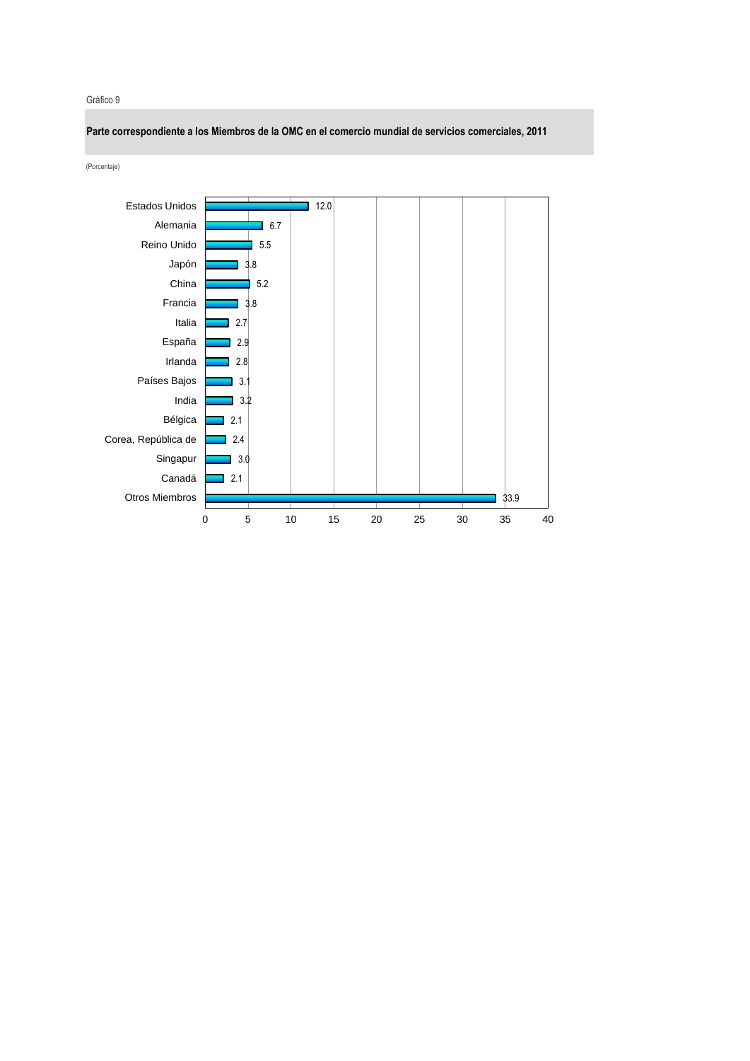Gráfico 9

**Parte correspondiente a los Miembros de la OMC en el comercio mundial de servicios comerciales, 2011**

(Porcentaje)

| Miembro | Porcentaje |
|---|---|
| Estados Unidos | 12.0 |
| Alemania | 6.7 |
| Reino Unido | 5.5 |
| Japón | 3.8 |
| China | 5.2 |
| Francia | 3.8 |
| Italia | 2.7 |
| España | 2.9 |
| Irlanda | 2.8 |
| Países Bajos | 3.1 |
| India | 3.2 |
| Bélgica | 2.1 |
| Corea, República de | 2.4 |
| Singapur | 3.0 |
| Canadá | 2.1 |
| Otros Miembros | 33.9 |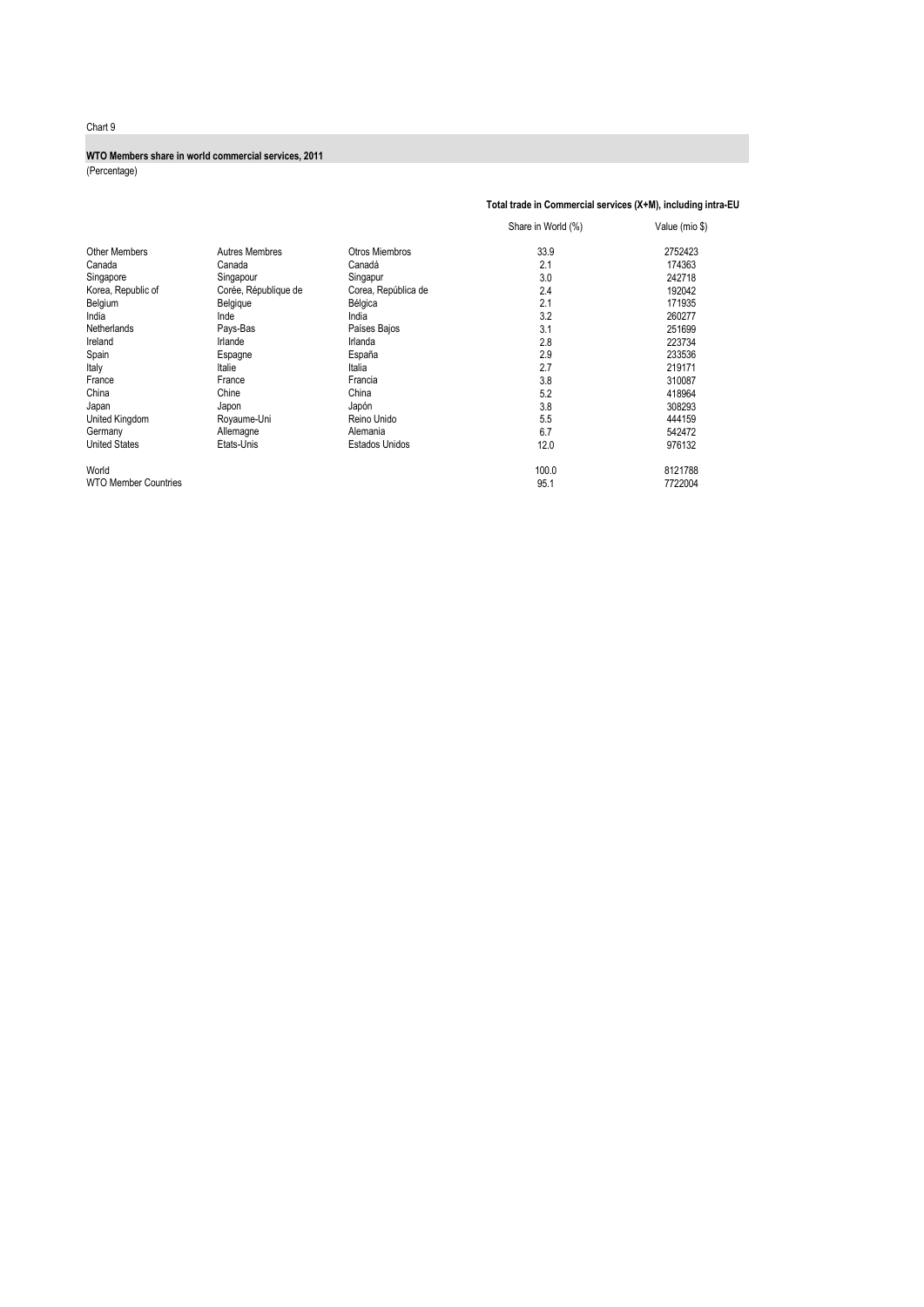Chart 9

**WTO Members share in world commercial services, 2011**
(Percentage)

| | | | Total trade in Commercial services (X+M), including intra-EU | |
|---|---|---|---|---|
| | | | Share in World (%) | Value (mio $) |
| Other Members | Autres Membres | Otros Miembros | 33.9 | 2752423 |
| Canada | Canada | Canadá | 2.1 | 174363 |
| Singapore | Singapour | Singapur | 3.0 | 242718 |
| Korea, Republic of | Corée, République de | Corea, República de | 2.4 | 192042 |
| Belgium | Belgique | Bélgica | 2.1 | 171935 |
| India | Inde | India | 3.2 | 260277 |
| Netherlands | Pays-Bas | Países Bajos | 3.1 | 251699 |
| Ireland | Irlande | Irlanda | 2.8 | 223734 |
| Spain | Espagne | España | 2.9 | 233536 |
| Italy | Italie | Italia | 2.7 | 219171 |
| France | France | Francia | 3.8 | 310087 |
| China | Chine | China | 5.2 | 418964 |
| Japan | Japon | Japón | 3.8 | 308293 |
| United Kingdom | Royaume-Uni | Reino Unido | 5.5 | 444159 |
| Germany | Allemagne | Alemania | 6.7 | 542472 |
| United States | Etats-Unis | Estados Unidos | 12.0 | 976132 |
| | | | | |
| World | | | 100.0 | 8121788 |
| WTO Member Countries | | | 95.1 | 7722004 |